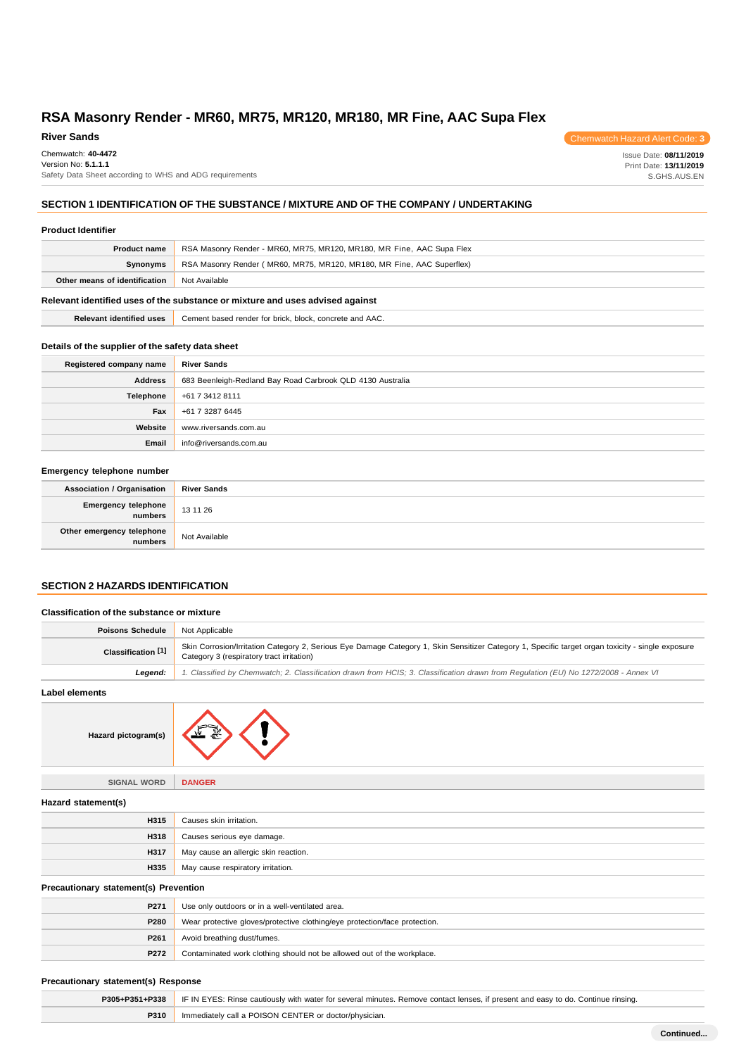# RSA Masonry Render - MR60, MR75, MR120, MR180, MR Fine, AAC Supa Flex

**River Sands**

Chemwatch Hazard Alert Code: 3

Chemwatch: **40-4472**
Version No: **5.1.1.1**
Safety Data Sheet according to WHS and ADG requirements

Issue Date: **08/11/2019**
Print Date: **13/11/2019**
S.GHS.AUS.EN

## SECTION 1 IDENTIFICATION OF THE SUBSTANCE / MIXTURE AND OF THE COMPANY / UNDERTAKING

### Product Identifier

| | |
|---|---|
| **Product name** | RSA Masonry Render - MR60, MR75, MR120, MR180, MR Fine, AAC Supa Flex |
| **Synonyms** | RSA Masonry Render ( MR60, MR75, MR120, MR180, MR Fine, AAC Superflex) |
| **Other means of identification** | Not Available |

### Relevant identified uses of the substance or mixture and uses advised against

| | |
|---|---|
| **Relevant identified uses** | Cement based render for brick, block, concrete and AAC. |

### Details of the supplier of the safety data sheet

| | |
|---|---|
| **Registered company name** | River Sands |
| **Address** | 683 Beenleigh-Redland Bay Road Carbrook QLD 4130 Australia |
| **Telephone** | +61 7 3412 8111 |
| **Fax** | +61 7 3287 6445 |
| **Website** | www.riversands.com.au |
| **Email** | info@riversands.com.au |

### Emergency telephone number

| | |
|---|---|
| **Association / Organisation** | River Sands |
| **Emergency telephone numbers** | 13 11 26 |
| **Other emergency telephone numbers** | Not Available |

## SECTION 2 HAZARDS IDENTIFICATION

### Classification of the substance or mixture

| | |
|---|---|
| **Poisons Schedule** | Not Applicable |
| **Classification [1]** | Skin Corrosion/Irritation Category 2, Serious Eye Damage Category 1, Skin Sensitizer Category 1, Specific target organ toxicity - single exposure Category 3 (respiratory tract irritation) |
| ***Legend:*** | *1. Classified by Chemwatch; 2. Classification drawn from HCIS; 3. Classification drawn from Regulation (EU) No 1272/2008 - Annex VI* |

### Label elements

| | |
|---|---|
| **Hazard pictogram(s)** | |
| **SIGNAL WORD** | **DANGER** |

### Hazard statement(s)

| | |
|---|---|
| **H315** | Causes skin irritation. |
| **H318** | Causes serious eye damage. |
| **H317** | May cause an allergic skin reaction. |
| **H335** | May cause respiratory irritation. |

### Precautionary statement(s) Prevention

| | |
|---|---|
| **P271** | Use only outdoors or in a well-ventilated area. |
| **P280** | Wear protective gloves/protective clothing/eye protection/face protection. |
| **P261** | Avoid breathing dust/fumes. |
| **P272** | Contaminated work clothing should not be allowed out of the workplace. |

### Precautionary statement(s) Response

| | |
|---|---|
| **P305+P351+P338** | IF IN EYES: Rinse cautiously with water for several minutes. Remove contact lenses, if present and easy to do. Continue rinsing. |
| **P310** | Immediately call a POISON CENTER or doctor/physician. |

**Continued...**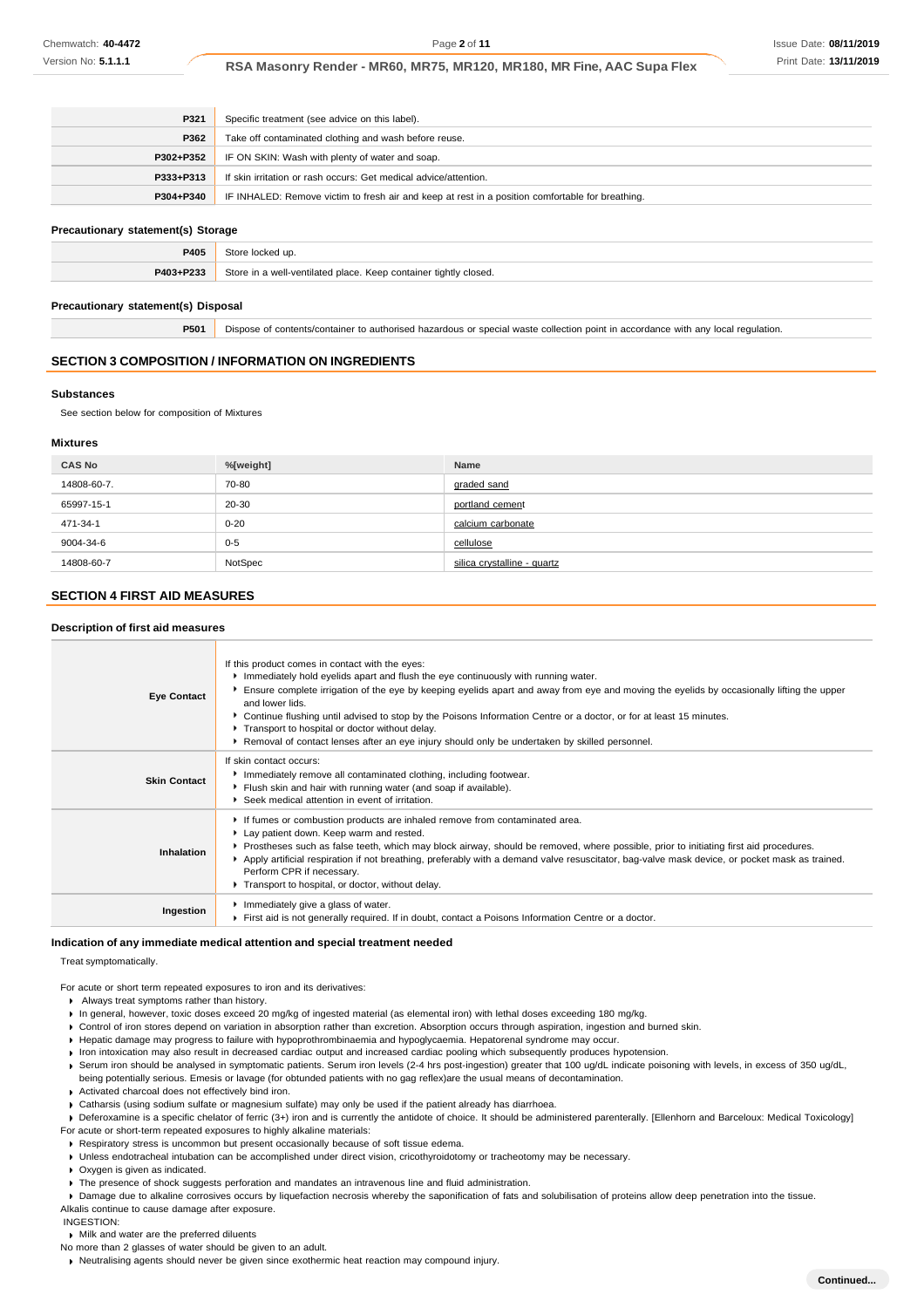| | |
|---|---|
| **P321** | Specific treatment (see advice on this label). |
| **P362** | Take off contaminated clothing and wash before reuse. |
| **P302+P352** | IF ON SKIN: Wash with plenty of water and soap. |
| **P333+P313** | If skin irritation or rash occurs: Get medical advice/attention. |
| **P304+P340** | IF INHALED: Remove victim to fresh air and keep at rest in a position comfortable for breathing. |

### Precautionary statement(s) Storage

| | |
|---|---|
| **P405** | Store locked up. |
| **P403+P233** | Store in a well-ventilated place. Keep container tightly closed. |

### Precautionary statement(s) Disposal

| | |
|---|---|
| **P501** | Dispose of contents/container to authorised hazardous or special waste collection point in accordance with any local regulation. |

## SECTION 3 COMPOSITION / INFORMATION ON INGREDIENTS

### Substances

See section below for composition of Mixtures

### Mixtures

| CAS No | %[weight] | Name |
|---|---|---|
| 14808-60-7. | 70-80 | graded sand |
| 65997-15-1 | 20-30 | portland cement |
| 471-34-1 | 0-20 | calcium carbonate |
| 9004-34-6 | 0-5 | cellulose |
| 14808-60-7 | NotSpec | silica crystalline - quartz |

## SECTION 4 FIRST AID MEASURES

### Description of first aid measures

| | |
|---|---|
| **Eye Contact** | If this product comes in contact with the eyes:<br>▸ Immediately hold eyelids apart and flush the eye continuously with running water.<br>▸ Ensure complete irrigation of the eye by keeping eyelids apart and away from eye and moving the eyelids by occasionally lifting the upper and lower lids.<br>▸ Continue flushing until advised to stop by the Poisons Information Centre or a doctor, or for at least 15 minutes.<br>▸ Transport to hospital or doctor without delay.<br>▸ Removal of contact lenses after an eye injury should only be undertaken by skilled personnel. |
| **Skin Contact** | If skin contact occurs:<br>▸ Immediately remove all contaminated clothing, including footwear.<br>▸ Flush skin and hair with running water (and soap if available).<br>▸ Seek medical attention in event of irritation. |
| **Inhalation** | ▸ If fumes or combustion products are inhaled remove from contaminated area.<br>▸ Lay patient down. Keep warm and rested.<br>▸ Prostheses such as false teeth, which may block airway, should be removed, where possible, prior to initiating first aid procedures.<br>▸ Apply artificial respiration if not breathing, preferably with a demand valve resuscitator, bag-valve mask device, or pocket mask as trained. Perform CPR if necessary.<br>▸ Transport to hospital, or doctor, without delay. |
| **Ingestion** | ▸ Immediately give a glass of water.<br>▸ First aid is not generally required. If in doubt, contact a Poisons Information Centre or a doctor. |

### Indication of any immediate medical attention and special treatment needed

Treat symptomatically.

For acute or short term repeated exposures to iron and its derivatives:

- Always treat symptoms rather than history.
- In general, however, toxic doses exceed 20 mg/kg of ingested material (as elemental iron) with lethal doses exceeding 180 mg/kg.
- Control of iron stores depend on variation in absorption rather than excretion. Absorption occurs through aspiration, ingestion and burned skin.
- Hepatic damage may progress to failure with hypoprothrombinaemia and hypoglycaemia. Hepatorenal syndrome may occur.
- Iron intoxication may also result in decreased cardiac output and increased cardiac pooling which subsequently produces hypotension.
- Serum iron should be analysed in symptomatic patients. Serum iron levels (2-4 hrs post-ingestion) greater that 100 ug/dL indicate poisoning with levels, in excess of 350 ug/dL, being potentially serious. Emesis or lavage (for obtunded patients with no gag reflex)are the usual means of decontamination.
- Activated charcoal does not effectively bind iron.
- Catharsis (using sodium sulfate or magnesium sulfate) may only be used if the patient already has diarrhoea.
- Deferoxamine is a specific chelator of ferric (3+) iron and is currently the antidote of choice. It should be administered parenterally. [Ellenhorn and Barceloux: Medical Toxicology]

For acute or short-term repeated exposures to highly alkaline materials:

- Respiratory stress is uncommon but present occasionally because of soft tissue edema.
- Unless endotracheal intubation can be accomplished under direct vision, cricothyroidotomy or tracheotomy may be necessary.
- Oxygen is given as indicated.
- The presence of shock suggests perforation and mandates an intravenous line and fluid administration.
- Damage due to alkaline corrosives occurs by liquefaction necrosis whereby the saponification of fats and solubilisation of proteins allow deep penetration into the tissue.

Alkalis continue to cause damage after exposure.

INGESTION:

- Milk and water are the preferred diluents

No more than 2 glasses of water should be given to an adult.

- Neutralising agents should never be given since exothermic heat reaction may compound injury.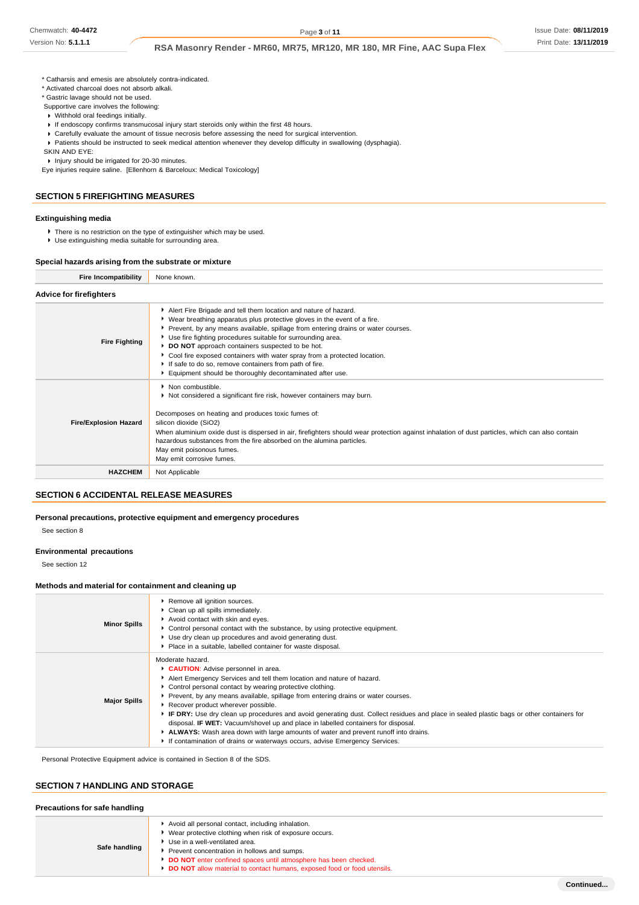* Catharsis and emesis are absolutely contra-indicated.
* Activated charcoal does not absorb alkali.
* Gastric lavage should not be used.

Supportive care involves the following:

- Withhold oral feedings initially.
- If endoscopy confirms transmucosal injury start steroids only within the first 48 hours.
- Carefully evaluate the amount of tissue necrosis before assessing the need for surgical intervention.
- Patients should be instructed to seek medical attention whenever they develop difficulty in swallowing (dysphagia).

SKIN AND EYE:

- Injury should be irrigated for 20-30 minutes.

Eye injuries require saline. [Ellenhorn & Barceloux: Medical Toxicology]

## SECTION 5 FIREFIGHTING MEASURES

### Extinguishing media

- There is no restriction on the type of extinguisher which may be used.
- Use extinguishing media suitable for surrounding area.

### Special hazards arising from the substrate or mixture

| | |
|---|---|
| **Fire Incompatibility** | None known. |

### Advice for firefighters

| | |
|---|---|
| **Fire Fighting** | - Alert Fire Brigade and tell them location and nature of hazard.<br>- Wear breathing apparatus plus protective gloves in the event of a fire.<br>- Prevent, by any means available, spillage from entering drains or water courses.<br>- Use fire fighting procedures suitable for surrounding area.<br>- **DO NOT** approach containers suspected to be hot.<br>- Cool fire exposed containers with water spray from a protected location.<br>- If safe to do so, remove containers from path of fire.<br>- Equipment should be thoroughly decontaminated after use. |
| **Fire/Explosion Hazard** | - Non combustible.<br>- Not considered a significant fire risk, however containers may burn.<br><br>Decomposes on heating and produces toxic fumes of:<br>silicon dioxide ($SiO_2$)<br>When aluminium oxide dust is dispersed in air, firefighters should wear protection against inhalation of dust particles, which can also contain hazardous substances from the fire absorbed on the alumina particles.<br>May emit poisonous fumes.<br>May emit corrosive fumes. |
| **HAZCHEM** | Not Applicable |

## SECTION 6 ACCIDENTAL RELEASE MEASURES

### Personal precautions, protective equipment and emergency procedures

See section 8

### Environmental precautions

See section 12

### Methods and material for containment and cleaning up

| | |
|---|---|
| **Minor Spills** | - Remove all ignition sources.<br>- Clean up all spills immediately.<br>- Avoid contact with skin and eyes.<br>- Control personal contact with the substance, by using protective equipment.<br>- Use dry clean up procedures and avoid generating dust.<br>- Place in a suitable, labelled container for waste disposal. |
| **Major Spills** | Moderate hazard.<br>- **CAUTION**: Advise personnel in area.<br>- Alert Emergency Services and tell them location and nature of hazard.<br>- Control personal contact by wearing protective clothing.<br>- Prevent, by any means available, spillage from entering drains or water courses.<br>- Recover product wherever possible.<br>- **IF DRY:** Use dry clean up procedures and avoid generating dust. Collect residues and place in sealed plastic bags or other containers for disposal. **IF WET:** Vacuum/shovel up and place in labelled containers for disposal.<br>- **ALWAYS:** Wash area down with large amounts of water and prevent runoff into drains.<br>- If contamination of drains or waterways occurs, advise Emergency Services. |

Personal Protective Equipment advice is contained in Section 8 of the SDS.

## SECTION 7 HANDLING AND STORAGE

### Precautions for safe handling

| | |
|---|---|
| **Safe handling** | - Avoid all personal contact, including inhalation.<br>- Wear protective clothing when risk of exposure occurs.<br>- Use in a well-ventilated area.<br>- Prevent concentration in hollows and sumps.<br>- **DO NOT** enter confined spaces until atmosphere has been checked.<br>- **DO NOT** allow material to contact humans, exposed food or food utensils. |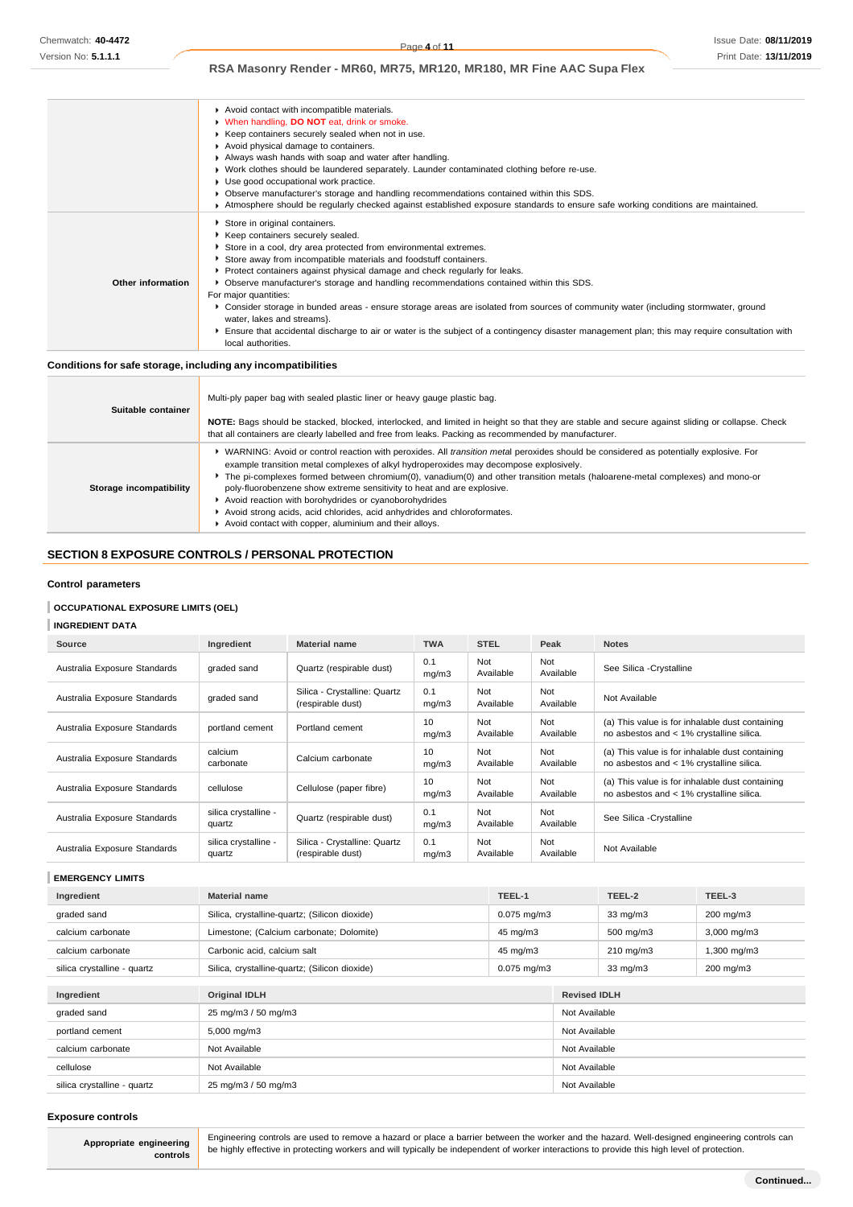| | |
|---|---|
| | - Avoid contact with incompatible materials.<br>- When handling, **DO NOT** eat, drink or smoke.<br>- Keep containers securely sealed when not in use.<br>- Avoid physical damage to containers.<br>- Always wash hands with soap and water after handling.<br>- Work clothes should be laundered separately. Launder contaminated clothing before re-use.<br>- Use good occupational work practice.<br>- Observe manufacturer's storage and handling recommendations contained within this SDS.<br>- Atmosphere should be regularly checked against established exposure standards to ensure safe working conditions are maintained. |
| **Other information** | - Store in original containers.<br>- Keep containers securely sealed.<br>- Store in a cool, dry area protected from environmental extremes.<br>- Store away from incompatible materials and foodstuff containers.<br>- Protect containers against physical damage and check regularly for leaks.<br>- Observe manufacturer's storage and handling recommendations contained within this SDS.<br>For major quantities:<br>- Consider storage in bunded areas - ensure storage areas are isolated from sources of community water (including stormwater, ground water, lakes and streams}.<br>- Ensure that accidental discharge to air or water is the subject of a contingency disaster management plan; this may require consultation with local authorities. |

### Conditions for safe storage, including any incompatibilities

| | |
|---|---|
| **Suitable container** | Multi-ply paper bag with sealed plastic liner or heavy gauge plastic bag.<br><br>**NOTE:** Bags should be stacked, blocked, interlocked, and limited in height so that they are stable and secure against sliding or collapse. Check that all containers are clearly labelled and free from leaks. Packing as recommended by manufacturer. |
| **Storage incompatibility** | - WARNING: Avoid or control reaction with peroxides. All *transition metal* peroxides should be considered as potentially explosive. For example transition metal complexes of alkyl hydroperoxides may decompose explosively.<br>- The pi-complexes formed between chromium(0), vanadium(0) and other transition metals (haloarene-metal complexes) and mono-or poly-fluorobenzene show extreme sensitivity to heat and are explosive.<br>- Avoid reaction with borohydrides or cyanoborohydrides<br>- Avoid strong acids, acid chlorides, acid anhydrides and chloroformates.<br>- Avoid contact with copper, aluminium and their alloys. |

## SECTION 8 EXPOSURE CONTROLS / PERSONAL PROTECTION

### Control parameters

#### OCCUPATIONAL EXPOSURE LIMITS (OEL)

#### INGREDIENT DATA

| Source | Ingredient | Material name | TWA | STEL | Peak | Notes |
|---|---|---|---|---|---|---|
| Australia Exposure Standards | graded sand | Quartz (respirable dust) | 0.1 mg/m3 | Not Available | Not Available | See Silica -Crystalline |
| Australia Exposure Standards | graded sand | Silica - Crystalline: Quartz (respirable dust) | 0.1 mg/m3 | Not Available | Not Available | Not Available |
| Australia Exposure Standards | portland cement | Portland cement | 10 mg/m3 | Not Available | Not Available | (a) This value is for inhalable dust containing no asbestos and < 1% crystalline silica. |
| Australia Exposure Standards | calcium carbonate | Calcium carbonate | 10 mg/m3 | Not Available | Not Available | (a) This value is for inhalable dust containing no asbestos and < 1% crystalline silica. |
| Australia Exposure Standards | cellulose | Cellulose (paper fibre) | 10 mg/m3 | Not Available | Not Available | (a) This value is for inhalable dust containing no asbestos and < 1% crystalline silica. |
| Australia Exposure Standards | silica crystalline - quartz | Quartz (respirable dust) | 0.1 mg/m3 | Not Available | Not Available | See Silica -Crystalline |
| Australia Exposure Standards | silica crystalline - quartz | Silica - Crystalline: Quartz (respirable dust) | 0.1 mg/m3 | Not Available | Not Available | Not Available |

#### EMERGENCY LIMITS

| Ingredient | Material name | TEEL-1 | TEEL-2 | TEEL-3 |
|---|---|---|---|---|
| graded sand | Silica, crystalline-quartz; (Silicon dioxide) | 0.075 mg/m3 | 33 mg/m3 | 200 mg/m3 |
| calcium carbonate | Limestone; (Calcium carbonate; Dolomite) | 45 mg/m3 | 500 mg/m3 | 3,000 mg/m3 |
| calcium carbonate | Carbonic acid, calcium salt | 45 mg/m3 | 210 mg/m3 | 1,300 mg/m3 |
| silica crystalline - quartz | Silica, crystalline-quartz; (Silicon dioxide) | 0.075 mg/m3 | 33 mg/m3 | 200 mg/m3 |

| Ingredient | Original IDLH | Revised IDLH |
|---|---|---|
| graded sand | 25 mg/m3 / 50 mg/m3 | Not Available |
| portland cement | 5,000 mg/m3 | Not Available |
| calcium carbonate | Not Available | Not Available |
| cellulose | Not Available | Not Available |
| silica crystalline - quartz | 25 mg/m3 / 50 mg/m3 | Not Available |

### Exposure controls

| | |
|---|---|
| **Appropriate engineering controls** | Engineering controls are used to remove a hazard or place a barrier between the worker and the hazard. Well-designed engineering controls can be highly effective in protecting workers and will typically be independent of worker interactions to provide this high level of protection. |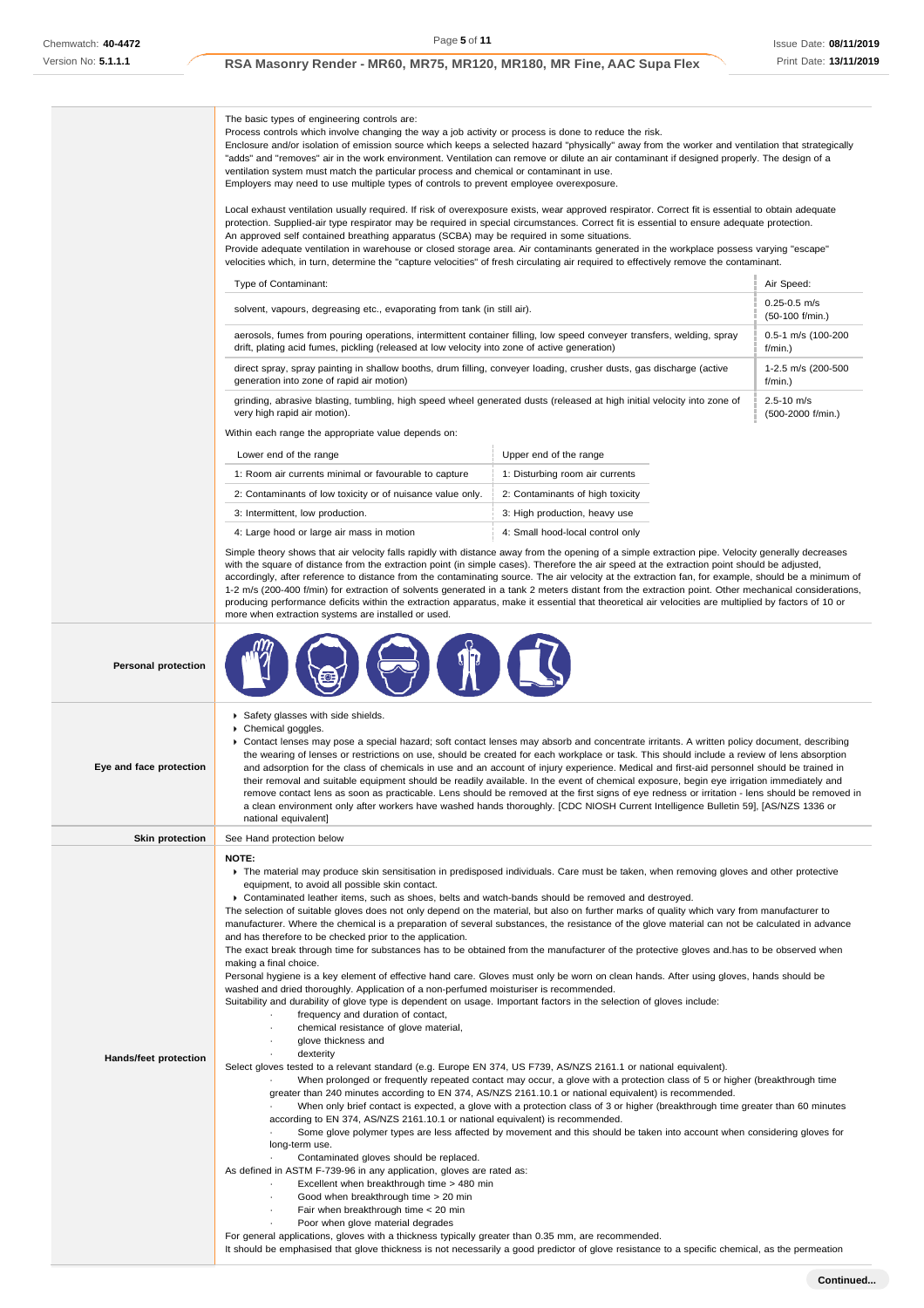The basic types of engineering controls are:
Process controls which involve changing the way a job activity or process is done to reduce the risk.
Enclosure and/or isolation of emission source which keeps a selected hazard "physically" away from the worker and ventilation that strategically "adds" and "removes" air in the work environment. Ventilation can remove or dilute an air contaminant if designed properly. The design of a ventilation system must match the particular process and chemical or contaminant in use.
Employers may need to use multiple types of controls to prevent employee overexposure.

Local exhaust ventilation usually required. If risk of overexposure exists, wear approved respirator. Correct fit is essential to obtain adequate protection. Supplied-air type respirator may be required in special circumstances. Correct fit is essential to ensure adequate protection.
An approved self contained breathing apparatus (SCBA) may be required in some situations.
Provide adequate ventilation in warehouse or closed storage area. Air contaminants generated in the workplace possess varying "escape" velocities which, in turn, determine the "capture velocities" of fresh circulating air required to effectively remove the contaminant.

| Type of Contaminant: | Air Speed: |
|---|---|
| solvent, vapours, degreasing etc., evaporating from tank (in still air). | 0.25-0.5 m/s (50-100 f/min.) |
| aerosols, fumes from pouring operations, intermittent container filling, low speed conveyer transfers, welding, spray drift, plating acid fumes, pickling (released at low velocity into zone of active generation) | 0.5-1 m/s (100-200 f/min.) |
| direct spray, spray painting in shallow booths, drum filling, conveyer loading, crusher dusts, gas discharge (active generation into zone of rapid air motion) | 1-2.5 m/s (200-500 f/min.) |
| grinding, abrasive blasting, tumbling, high speed wheel generated dusts (released at high initial velocity into zone of very high rapid air motion). | 2.5-10 m/s (500-2000 f/min.) |

Within each range the appropriate value depends on:

| Lower end of the range | Upper end of the range |
|---|---|
| 1: Room air currents minimal or favourable to capture | 1: Disturbing room air currents |
| 2: Contaminants of low toxicity or of nuisance value only. | 2: Contaminants of high toxicity |
| 3: Intermittent, low production. | 3: High production, heavy use |
| 4: Large hood or large air mass in motion | 4: Small hood-local control only |

Simple theory shows that air velocity falls rapidly with distance away from the opening of a simple extraction pipe. Velocity generally decreases with the square of distance from the extraction point (in simple cases). Therefore the air speed at the extraction point should be adjusted, accordingly, after reference to distance from the contaminating source. The air velocity at the extraction fan, for example, should be a minimum of 1-2 m/s (200-400 f/min) for extraction of solvents generated in a tank 2 meters distant from the extraction point. Other mechanical considerations, producing performance deficits within the extraction apparatus, make it essential that theoretical air velocities are multiplied by factors of 10 or more when extraction systems are installed or used.

**Personal protection**

**Eye and face protection**

- Safety glasses with side shields.
- Chemical goggles.
- Contact lenses may pose a special hazard; soft contact lenses may absorb and concentrate irritants. A written policy document, describing the wearing of lenses or restrictions on use, should be created for each workplace or task. This should include a review of lens absorption and adsorption for the class of chemicals in use and an account of injury experience. Medical and first-aid personnel should be trained in their removal and suitable equipment should be readily available. In the event of chemical exposure, begin eye irrigation immediately and remove contact lens as soon as practicable. Lens should be removed at the first signs of eye redness or irritation - lens should be removed in a clean environment only after workers have washed hands thoroughly. [CDC NIOSH Current Intelligence Bulletin 59], [AS/NZS 1336 or national equivalent]

**Skin protection**

See Hand protection below

**Hands/feet protection**

**NOTE:**

- The material may produce skin sensitisation in predisposed individuals. Care must be taken, when removing gloves and other protective equipment, to avoid all possible skin contact.
- Contaminated leather items, such as shoes, belts and watch-bands should be removed and destroyed.

The selection of suitable gloves does not only depend on the material, but also on further marks of quality which vary from manufacturer to manufacturer. Where the chemical is a preparation of several substances, the resistance of the glove material can not be calculated in advance and has therefore to be checked prior to the application.
The exact break through time for substances has to be obtained from the manufacturer of the protective gloves and.has to be observed when making a final choice.
Personal hygiene is a key element of effective hand care. Gloves must only be worn on clean hands. After using gloves, hands should be washed and dried thoroughly. Application of a non-perfumed moisturiser is recommended.
Suitability and durability of glove type is dependent on usage. Important factors in the selection of gloves include:

- frequency and duration of contact,
- chemical resistance of glove material,
- glove thickness and
- dexterity

Select gloves tested to a relevant standard (e.g. Europe EN 374, US F739, AS/NZS 2161.1 or national equivalent).

- When prolonged or frequently repeated contact may occur, a glove with a protection class of 5 or higher (breakthrough time greater than 240 minutes according to EN 374, AS/NZS 2161.10.1 or national equivalent) is recommended.
- When only brief contact is expected, a glove with a protection class of 3 or higher (breakthrough time greater than 60 minutes according to EN 374, AS/NZS 2161.10.1 or national equivalent) is recommended.
- Some glove polymer types are less affected by movement and this should be taken into account when considering gloves for long-term use.
- Contaminated gloves should be replaced.

As defined in ASTM F-739-96 in any application, gloves are rated as:

- Excellent when breakthrough time > 480 min
- Good when breakthrough time > 20 min
- Fair when breakthrough time < 20 min
- Poor when glove material degrades

For general applications, gloves with a thickness typically greater than 0.35 mm, are recommended.
It should be emphasised that glove thickness is not necessarily a good predictor of glove resistance to a specific chemical, as the permeation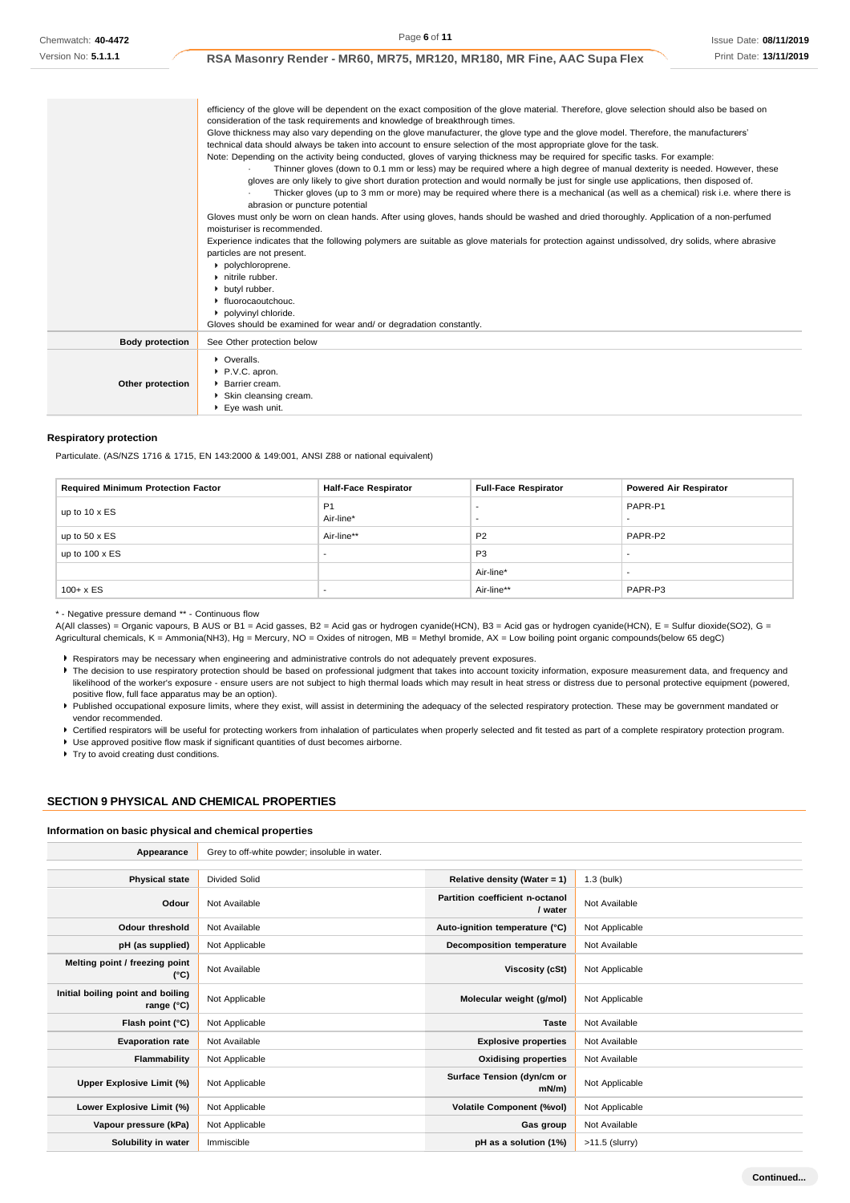| | |
|---|---|
| | efficiency of the glove will be dependent on the exact composition of the glove material. Therefore, glove selection should also be based on consideration of the task requirements and knowledge of breakthrough times.<br>Glove thickness may also vary depending on the glove manufacturer, the glove type and the glove model. Therefore, the manufacturers' technical data should always be taken into account to ensure selection of the most appropriate glove for the task.<br>Note: Depending on the activity being conducted, gloves of varying thickness may be required for specific tasks. For example:<br>· Thinner gloves (down to 0.1 mm or less) may be required where a high degree of manual dexterity is needed. However, these gloves are only likely to give short duration protection and would normally be just for single use applications, then disposed of.<br>· Thicker gloves (up to 3 mm or more) may be required where there is a mechanical (as well as a chemical) risk i.e. where there is abrasion or puncture potential<br>Gloves must only be worn on clean hands. After using gloves, hands should be washed and dried thoroughly. Application of a non-perfumed moisturiser is recommended.<br>Experience indicates that the following polymers are suitable as glove materials for protection against undissolved, dry solids, where abrasive particles are not present.<br>▸ polychloroprene.<br>▸ nitrile rubber.<br>▸ butyl rubber.<br>▸ fluorocaoutchouc.<br>▸ polyvinyl chloride.<br>Gloves should be examined for wear and/ or degradation constantly. |
| **Body protection** | See Other protection below |
| **Other protection** | ▸ Overalls.<br>▸ P.V.C. apron.<br>▸ Barrier cream.<br>▸ Skin cleansing cream.<br>▸ Eye wash unit. |

### Respiratory protection

Particulate. (AS/NZS 1716 & 1715, EN 143:2000 & 149:001, ANSI Z88 or national equivalent)

| Required Minimum Protection Factor | Half-Face Respirator | Full-Face Respirator | Powered Air Respirator |
|---|---|---|---|
| up to 10 x ES | P1<br>Air-line* | -<br>- | PAPR-P1<br>- |
| up to 50 x ES | Air-line** | P2 | PAPR-P2 |
| up to 100 x ES | - | P3 | - |
| | | Air-line* | - |
| 100+ x ES | - | Air-line** | PAPR-P3 |

\* - Negative pressure demand ** - Continuous flow

A(All classes) = Organic vapours, B AUS or B1 = Acid gasses, B2 = Acid gas or hydrogen cyanide(HCN), B3 = Acid gas or hydrogen cyanide(HCN), E = Sulfur dioxide(SO2), G = Agricultural chemicals, K = Ammonia(NH3), Hg = Mercury, NO = Oxides of nitrogen, MB = Methyl bromide, AX = Low boiling point organic compounds(below 65 degC)

- Respirators may be necessary when engineering and administrative controls do not adequately prevent exposures.
- The decision to use respiratory protection should be based on professional judgment that takes into account toxicity information, exposure measurement data, and frequency and likelihood of the worker's exposure - ensure users are not subject to high thermal loads which may result in heat stress or distress due to personal protective equipment (powered, positive flow, full face apparatus may be an option).
- Published occupational exposure limits, where they exist, will assist in determining the adequacy of the selected respiratory protection. These may be government mandated or vendor recommended.
- Certified respirators will be useful for protecting workers from inhalation of particulates when properly selected and fit tested as part of a complete respiratory protection program.
- Use approved positive flow mask if significant quantities of dust becomes airborne.
- Try to avoid creating dust conditions.

## SECTION 9 PHYSICAL AND CHEMICAL PROPERTIES

### Information on basic physical and chemical properties

| | | | |
|---|---|---|---|
| **Appearance** | Grey to off-white powder; insoluble in water. | | |
| **Physical state** | Divided Solid | **Relative density (Water = 1)** | 1.3 (bulk) |
| **Odour** | Not Available | **Partition coefficient n-octanol / water** | Not Available |
| **Odour threshold** | Not Available | **Auto-ignition temperature (°C)** | Not Applicable |
| **pH (as supplied)** | Not Applicable | **Decomposition temperature** | Not Available |
| **Melting point / freezing point (°C)** | Not Available | **Viscosity (cSt)** | Not Applicable |
| **Initial boiling point and boiling range (°C)** | Not Applicable | **Molecular weight (g/mol)** | Not Applicable |
| **Flash point (°C)** | Not Applicable | **Taste** | Not Available |
| **Evaporation rate** | Not Available | **Explosive properties** | Not Available |
| **Flammability** | Not Applicable | **Oxidising properties** | Not Available |
| **Upper Explosive Limit (%)** | Not Applicable | **Surface Tension (dyn/cm or mN/m)** | Not Applicable |
| **Lower Explosive Limit (%)** | Not Applicable | **Volatile Component (%vol)** | Not Applicable |
| **Vapour pressure (kPa)** | Not Applicable | **Gas group** | Not Available |
| **Solubility in water** | Immiscible | **pH as a solution (1%)** | >11.5 (slurry) |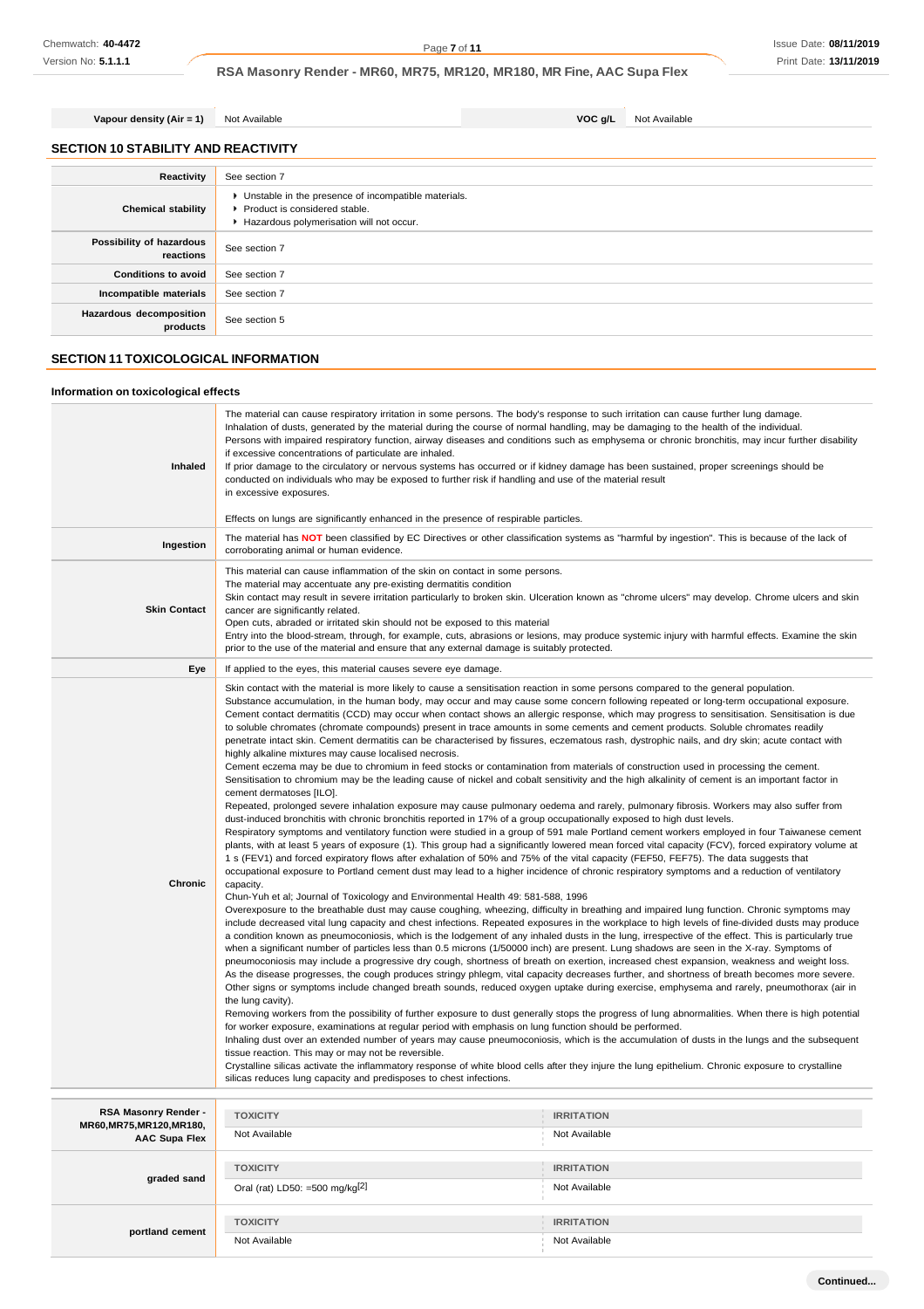| Vapour density (Air = 1) | Not Available | VOC g/L | Not Available |
|---|---|---|---|

## SECTION 10 STABILITY AND REACTIVITY

| | |
|---|---|
| **Reactivity** | See section 7 |
| **Chemical stability** | ▸ Unstable in the presence of incompatible materials.<br>▸ Product is considered stable.<br>▸ Hazardous polymerisation will not occur. |
| **Possibility of hazardous reactions** | See section 7 |
| **Conditions to avoid** | See section 7 |
| **Incompatible materials** | See section 7 |
| **Hazardous decomposition products** | See section 5 |

## SECTION 11 TOXICOLOGICAL INFORMATION

### Information on toxicological effects

| | |
|---|---|
| **Inhaled** | The material can cause respiratory irritation in some persons. The body's response to such irritation can cause further lung damage.<br>Inhalation of dusts, generated by the material during the course of normal handling, may be damaging to the health of the individual.<br>Persons with impaired respiratory function, airway diseases and conditions such as emphysema or chronic bronchitis, may incur further disability if excessive concentrations of particulate are inhaled.<br>If prior damage to the circulatory or nervous systems has occurred or if kidney damage has been sustained, proper screenings should be conducted on individuals who may be exposed to further risk if handling and use of the material result in excessive exposures.<br><br>Effects on lungs are significantly enhanced in the presence of respirable particles. |
| **Ingestion** | The material has **NOT** been classified by EC Directives or other classification systems as "harmful by ingestion". This is because of the lack of corroborating animal or human evidence. |
| **Skin Contact** | This material can cause inflammation of the skin on contact in some persons.<br>The material may accentuate any pre-existing dermatitis condition<br>Skin contact may result in severe irritation particularly to broken skin. Ulceration known as "chrome ulcers" may develop. Chrome ulcers and skin cancer are significantly related.<br>Open cuts, abraded or irritated skin should not be exposed to this material<br>Entry into the blood-stream, through, for example, cuts, abrasions or lesions, may produce systemic injury with harmful effects. Examine the skin prior to the use of the material and ensure that any external damage is suitably protected. |
| **Eye** | If applied to the eyes, this material causes severe eye damage. |
| **Chronic** | Skin contact with the material is more likely to cause a sensitisation reaction in some persons compared to the general population.<br>Substance accumulation, in the human body, may occur and may cause some concern following repeated or long-term occupational exposure.<br>Cement contact dermatitis (CCD) may occur when contact shows an allergic response, which may progress to sensitisation. Sensitisation is due to soluble chromates (chromate compounds) present in trace amounts in some cements and cement products. Soluble chromates readily penetrate intact skin. Cement dermatitis can be characterised by fissures, eczematous rash, dystrophic nails, and dry skin; acute contact with highly alkaline mixtures may cause localised necrosis.<br>Cement eczema may be due to chromium in feed stocks or contamination from materials of construction used in processing the cement.<br>Sensitisation to chromium may be the leading cause of nickel and cobalt sensitivity and the high alkalinity of cement is an important factor in cement dermatoses [ILO].<br>Repeated, prolonged severe inhalation exposure may cause pulmonary oedema and rarely, pulmonary fibrosis. Workers may also suffer from dust-induced bronchitis with chronic bronchitis reported in 17% of a group occupationally exposed to high dust levels.<br>Respiratory symptoms and ventilatory function were studied in a group of 591 male Portland cement workers employed in four Taiwanese cement plants, with at least 5 years of exposure (1). This group had a significantly lowered mean forced vital capacity (FCV), forced expiratory volume at 1 s (FEV1) and forced expiratory flows after exhalation of 50% and 75% of the vital capacity (FEF50, FEF75). The data suggests that occupational exposure to Portland cement dust may lead to a higher incidence of chronic respiratory symptoms and a reduction of ventilatory capacity.<br>Chun-Yuh et al; Journal of Toxicology and Environmental Health 49: 581-588, 1996<br>Overexposure to the breathable dust may cause coughing, wheezing, difficulty in breathing and impaired lung function. Chronic symptoms may include decreased vital lung capacity and chest infections. Repeated exposures in the workplace to high levels of fine-divided dusts may produce a condition known as pneumoconiosis, which is the lodgement of any inhaled dusts in the lung, irrespective of the effect. This is particularly true when a significant number of particles less than 0.5 microns (1/50000 inch) are present. Lung shadows are seen in the X-ray. Symptoms of pneumoconiosis may include a progressive dry cough, shortness of breath on exertion, increased chest expansion, weakness and weight loss. As the disease progresses, the cough produces stringy phlegm, vital capacity decreases further, and shortness of breath becomes more severe. Other signs or symptoms include changed breath sounds, reduced oxygen uptake during exercise, emphysema and rarely, pneumothorax (air in the lung cavity).<br>Removing workers from the possibility of further exposure to dust generally stops the progress of lung abnormalities. When there is high potential for worker exposure, examinations at regular period with emphasis on lung function should be performed.<br>Inhaling dust over an extended number of years may cause pneumoconiosis, which is the accumulation of dusts in the lungs and the subsequent tissue reaction. This may or may not be reversible.<br>Crystalline silicas activate the inflammatory response of white blood cells after they injure the lung epithelium. Chronic exposure to crystalline silicas reduces lung capacity and predisposes to chest infections. |

| | TOXICITY | IRRITATION |
|---|---|---|
| **RSA Masonry Render - MR60,MR75,MR120,MR180, AAC Supa Flex** | Not Available | Not Available |
| **graded sand** | Oral (rat) LD50: =500 mg/kg[2] | Not Available |
| **portland cement** | Not Available | Not Available |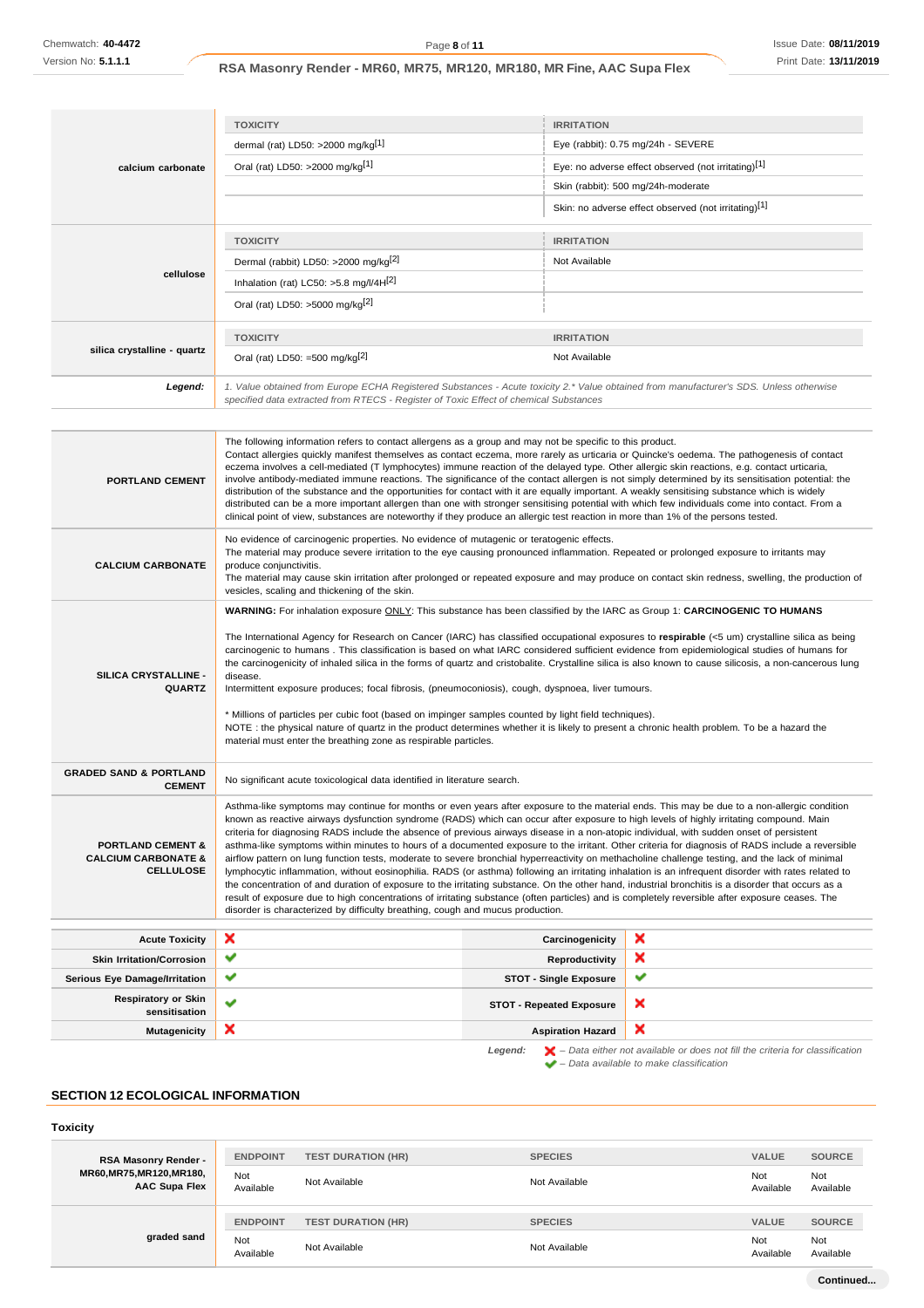| | TOXICITY | IRRITATION |
|---|---|---|
| **calcium carbonate** | dermal (rat) LD50: >2000 mg/kg[1] | Eye (rabbit): 0.75 mg/24h - SEVERE |
| | Oral (rat) LD50: >2000 mg/kg[1] | Eye: no adverse effect observed (not irritating)[1] |
| | | Skin (rabbit): 500 mg/24h-moderate |
| | | Skin: no adverse effect observed (not irritating)[1] |
| **cellulose** | **TOXICITY** | **IRRITATION** |
| | Dermal (rabbit) LD50: >2000 mg/kg[2] | Not Available |
| | Inhalation (rat) LC50: >5.8 mg/l/4H[2] | |
| | Oral (rat) LD50: >5000 mg/kg[2] | |
| **silica crystalline - quartz** | **TOXICITY** | **IRRITATION** |
| | Oral (rat) LD50: =500 mg/kg[2] | Not Available |
| ***Legend:*** | *1. Value obtained from Europe ECHA Registered Substances - Acute toxicity 2.* Value obtained from manufacturer's SDS. Unless otherwise specified data extracted from RTECS - Register of Toxic Effect of chemical Substances* | |

| | |
|---|---|
| **PORTLAND CEMENT** | The following information refers to contact allergens as a group and may not be specific to this product. Contact allergies quickly manifest themselves as contact eczema, more rarely as urticaria or Quincke's oedema. The pathogenesis of contact eczema involves a cell-mediated (T lymphocytes) immune reaction of the delayed type. Other allergic skin reactions, e.g. contact urticaria, involve antibody-mediated immune reactions. The significance of the contact allergen is not simply determined by its sensitisation potential: the distribution of the substance and the opportunities for contact with it are equally important. A weakly sensitising substance which is widely distributed can be a more important allergen than one with stronger sensitising potential with which few individuals come into contact. From a clinical point of view, substances are noteworthy if they produce an allergic test reaction in more than 1% of the persons tested. |
| **CALCIUM CARBONATE** | No evidence of carcinogenic properties. No evidence of mutagenic or teratogenic effects. The material may produce severe irritation to the eye causing pronounced inflammation. Repeated or prolonged exposure to irritants may produce conjunctivitis. The material may cause skin irritation after prolonged or repeated exposure and may produce on contact skin redness, swelling, the production of vesicles, scaling and thickening of the skin. |
| **SILICA CRYSTALLINE - QUARTZ** | **WARNING:** For inhalation exposure ONLY: This substance has been classified by the IARC as Group 1: **CARCINOGENIC TO HUMANS**<br><br>The International Agency for Research on Cancer (IARC) has classified occupational exposures to **respirable** (<5 um) crystalline silica as being carcinogenic to humans . This classification is based on what IARC considered sufficient evidence from epidemiological studies of humans for the carcinogenicity of inhaled silica in the forms of quartz and cristobalite. Crystalline silica is also known to cause silicosis, a non-cancerous lung disease.<br>Intermittent exposure produces; focal fibrosis, (pneumoconiosis), cough, dyspnoea, liver tumours.<br><br>* Millions of particles per cubic foot (based on impinger samples counted by light field techniques).<br>NOTE : the physical nature of quartz in the product determines whether it is likely to present a chronic health problem. To be a hazard the material must enter the breathing zone as respirable particles. |
| **GRADED SAND & PORTLAND CEMENT** | No significant acute toxicological data identified in literature search. |
| **PORTLAND CEMENT & CALCIUM CARBONATE & CELLULOSE** | Asthma-like symptoms may continue for months or even years after exposure to the material ends. This may be due to a non-allergic condition known as reactive airways dysfunction syndrome (RADS) which can occur after exposure to high levels of highly irritating compound. Main criteria for diagnosing RADS include the absence of previous airways disease in a non-atopic individual, with sudden onset of persistent asthma-like symptoms within minutes to hours of a documented exposure to the irritant. Other criteria for diagnosis of RADS include a reversible airflow pattern on lung function tests, moderate to severe bronchial hyperreactivity on methacholine challenge testing, and the lack of minimal lymphocytic inflammation, without eosinophilia. RADS (or asthma) following an irritating inhalation is an infrequent disorder with rates related to the concentration of and duration of exposure to the irritating substance. On the other hand, industrial bronchitis is a disorder that occurs as a result of exposure due to high concentrations of irritating substance (often particles) and is completely reversible after exposure ceases. The disorder is characterized by difficulty breathing, cough and mucus production. |

| | | | |
|---|---|---|---|
| **Acute Toxicity** | ✘ | **Carcinogenicity** | ✘ |
| **Skin Irritation/Corrosion** | ✔ | **Reproductivity** | ✘ |
| **Serious Eye Damage/Irritation** | ✔ | **STOT - Single Exposure** | ✔ |
| **Respiratory or Skin sensitisation** | ✔ | **STOT - Repeated Exposure** | ✘ |
| **Mutagenicity** | ✘ | **Aspiration Hazard** | ✘ |

***Legend:*** ✘ *– Data either not available or does not fill the criteria for classification*
✔ *– Data available to make classification*

## SECTION 12 ECOLOGICAL INFORMATION

### Toxicity

| | ENDPOINT | TEST DURATION (HR) | SPECIES | VALUE | SOURCE |
|---|---|---|---|---|---|
| **RSA Masonry Render - MR60,MR75,MR120,MR180, AAC Supa Flex** | Not Available | Not Available | Not Available | Not Available | Not Available |
| **graded sand** | **ENDPOINT** | **TEST DURATION (HR)** | **SPECIES** | **VALUE** | **SOURCE** |
| | Not Available | Not Available | Not Available | Not Available | Not Available |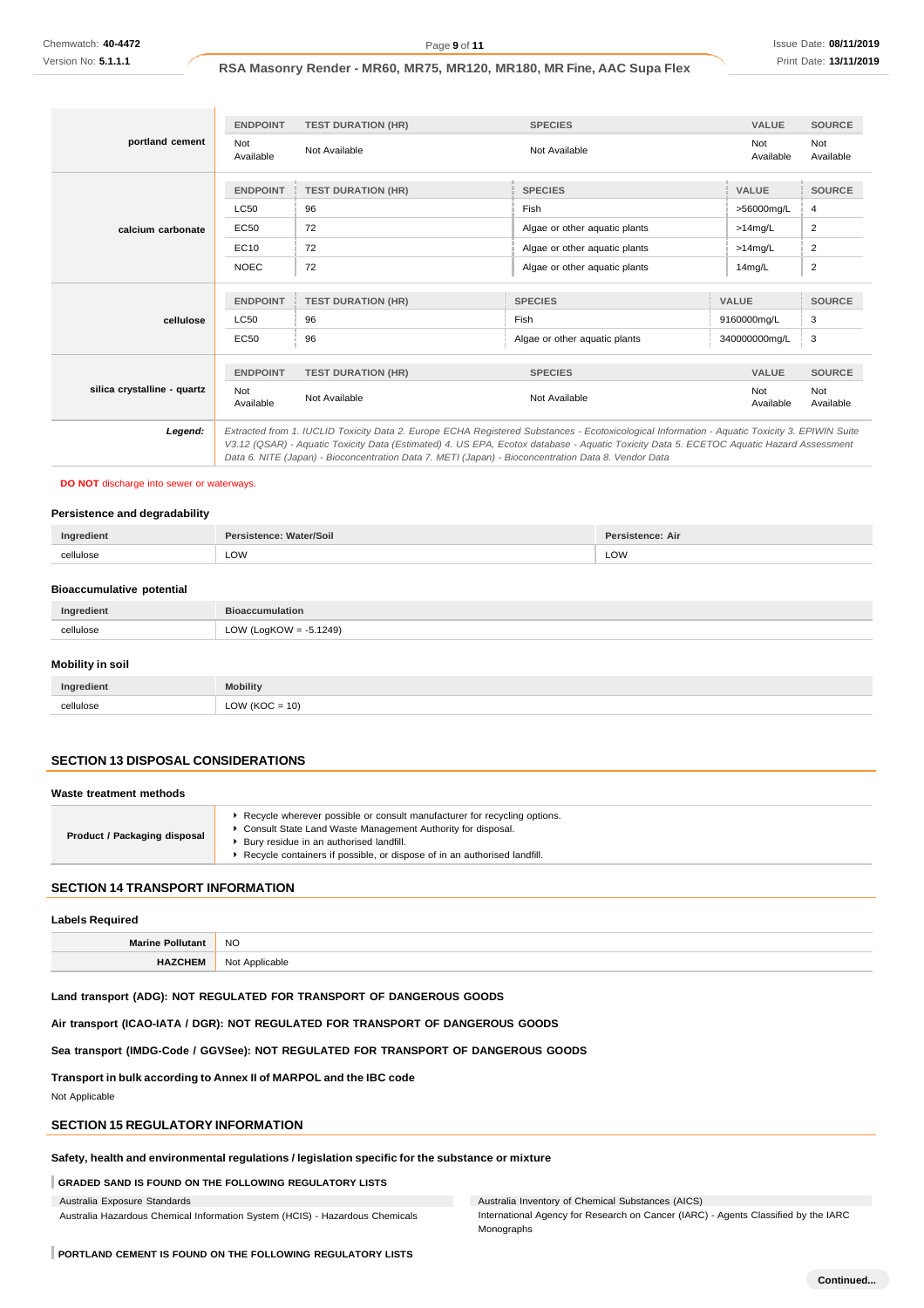| | ENDPOINT | TEST DURATION (HR) | SPECIES | VALUE | SOURCE |
|---|---|---|---|---|---|
| **portland cement** | Not Available | Not Available | Not Available | Not Available | Not Available |

| | ENDPOINT | TEST DURATION (HR) | SPECIES | VALUE | SOURCE |
|---|---|---|---|---|---|
| **calcium carbonate** | LC50 | 96 | Fish | >56000mg/L | 4 |
| | EC50 | 72 | Algae or other aquatic plants | >14mg/L | 2 |
| | EC10 | 72 | Algae or other aquatic plants | >14mg/L | 2 |
| | NOEC | 72 | Algae or other aquatic plants | 14mg/L | 2 |

| | ENDPOINT | TEST DURATION (HR) | SPECIES | VALUE | SOURCE |
|---|---|---|---|---|---|
| **cellulose** | LC50 | 96 | Fish | 9160000mg/L | 3 |
| | EC50 | 96 | Algae or other aquatic plants | 340000000mg/L | 3 |

| | ENDPOINT | TEST DURATION (HR) | SPECIES | VALUE | SOURCE |
|---|---|---|---|---|---|
| **silica crystalline - quartz** | Not Available | Not Available | Not Available | Not Available | Not Available |

***Legend:*** *Extracted from 1. IUCLID Toxicity Data 2. Europe ECHA Registered Substances - Ecotoxicological Information - Aquatic Toxicity 3. EPIWIN Suite V3.12 (QSAR) - Aquatic Toxicity Data (Estimated) 4. US EPA, Ecotox database - Aquatic Toxicity Data 5. ECETOC Aquatic Hazard Assessment Data 6. NITE (Japan) - Bioconcentration Data 7. METI (Japan) - Bioconcentration Data 8. Vendor Data*

**DO NOT** discharge into sewer or waterways.

### Persistence and degradability

| Ingredient | Persistence: Water/Soil | Persistence: Air |
|---|---|---|
| cellulose | LOW | LOW |

### Bioaccumulative potential

| Ingredient | Bioaccumulation |
|---|---|
| cellulose | LOW (LogKOW = -5.1249) |

### Mobility in soil

| Ingredient | Mobility |
|---|---|
| cellulose | LOW (KOC = 10) |

## SECTION 13 DISPOSAL CONSIDERATIONS

### Waste treatment methods

| | |
|---|---|
| **Product / Packaging disposal** | ▸ Recycle wherever possible or consult manufacturer for recycling options.<br>▸ Consult State Land Waste Management Authority for disposal.<br>▸ Bury residue in an authorised landfill.<br>▸ Recycle containers if possible, or dispose of in an authorised landfill. |

## SECTION 14 TRANSPORT INFORMATION

### Labels Required

| | |
|---|---|
| **Marine Pollutant** | NO |
| **HAZCHEM** | Not Applicable |

**Land transport (ADG): NOT REGULATED FOR TRANSPORT OF DANGEROUS GOODS**

**Air transport (ICAO-IATA / DGR): NOT REGULATED FOR TRANSPORT OF DANGEROUS GOODS**

**Sea transport (IMDG-Code / GGVSee): NOT REGULATED FOR TRANSPORT OF DANGEROUS GOODS**

**Transport in bulk according to Annex II of MARPOL and the IBC code**

Not Applicable

## SECTION 15 REGULATORY INFORMATION

### Safety, health and environmental regulations / legislation specific for the substance or mixture

**GRADED SAND IS FOUND ON THE FOLLOWING REGULATORY LISTS**

| | |
|---|---|
| Australia Exposure Standards | Australia Inventory of Chemical Substances (AICS) |
| Australia Hazardous Chemical Information System (HCIS) - Hazardous Chemicals | International Agency for Research on Cancer (IARC) - Agents Classified by the IARC Monographs |

**PORTLAND CEMENT IS FOUND ON THE FOLLOWING REGULATORY LISTS**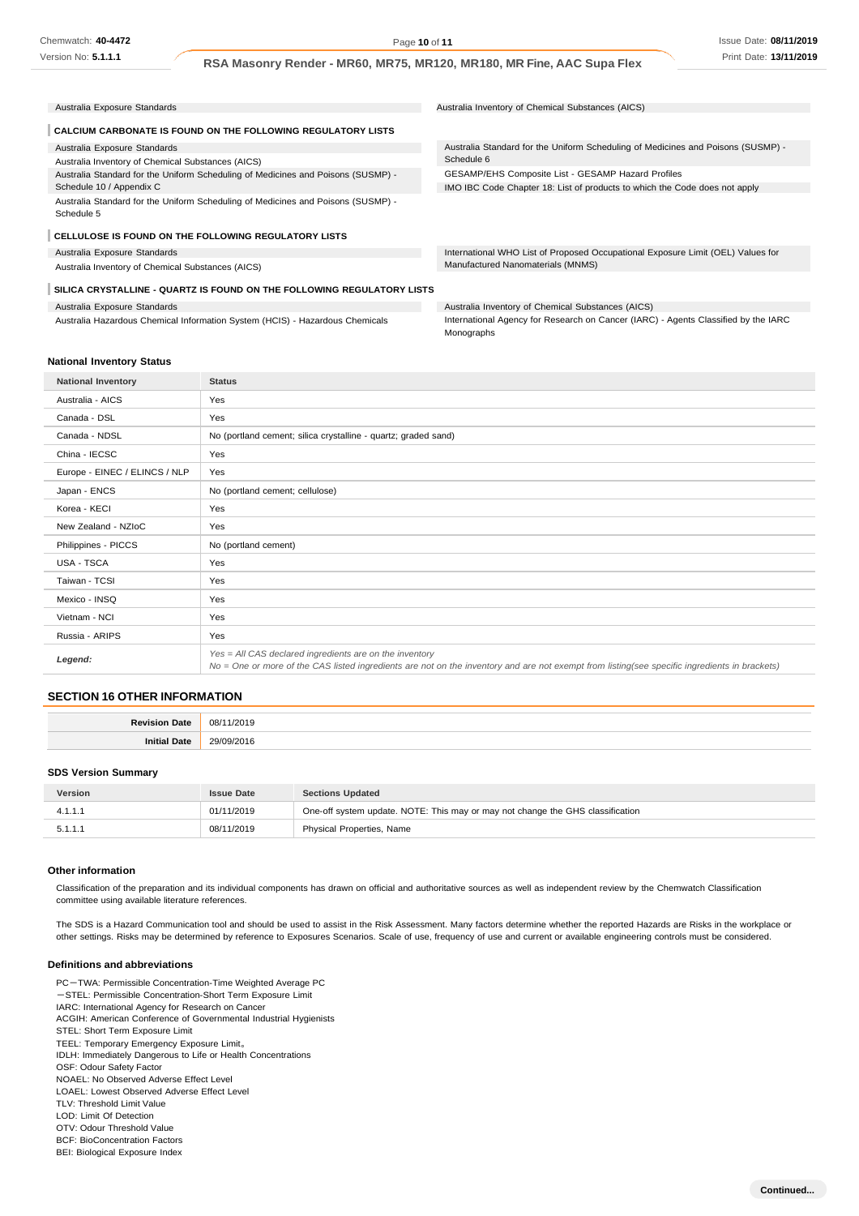| | |
|---|---|
| Australia Exposure Standards | Australia Inventory of Chemical Substances (AICS) |

**CALCIUM CARBONATE IS FOUND ON THE FOLLOWING REGULATORY LISTS**

| | |
|---|---|
| Australia Exposure Standards | Australia Standard for the Uniform Scheduling of Medicines and Poisons (SUSMP) - Schedule 6 |
| Australia Inventory of Chemical Substances (AICS) | GESAMP/EHS Composite List - GESAMP Hazard Profiles |
| Australia Standard for the Uniform Scheduling of Medicines and Poisons (SUSMP) - Schedule 10 / Appendix C | IMO IBC Code Chapter 18: List of products to which the Code does not apply |
| Australia Standard for the Uniform Scheduling of Medicines and Poisons (SUSMP) - Schedule 5 | |

**CELLULOSE IS FOUND ON THE FOLLOWING REGULATORY LISTS**

| | |
|---|---|
| Australia Exposure Standards | International WHO List of Proposed Occupational Exposure Limit (OEL) Values for Manufactured Nanomaterials (MNMS) |
| Australia Inventory of Chemical Substances (AICS) | |

**SILICA CRYSTALLINE - QUARTZ IS FOUND ON THE FOLLOWING REGULATORY LISTS**

| | |
|---|---|
| Australia Exposure Standards | Australia Inventory of Chemical Substances (AICS) |
| Australia Hazardous Chemical Information System (HCIS) - Hazardous Chemicals | International Agency for Research on Cancer (IARC) - Agents Classified by the IARC Monographs |

**National Inventory Status**

| National Inventory | Status |
|---|---|
| Australia - AICS | Yes |
| Canada - DSL | Yes |
| Canada - NDSL | No (portland cement; silica crystalline - quartz; graded sand) |
| China - IECSC | Yes |
| Europe - EINEC / ELINCS / NLP | Yes |
| Japan - ENCS | No (portland cement; cellulose) |
| Korea - KECI | Yes |
| New Zealand - NZIoC | Yes |
| Philippines - PICCS | No (portland cement) |
| USA - TSCA | Yes |
| Taiwan - TCSI | Yes |
| Mexico - INSQ | Yes |
| Vietnam - NCI | Yes |
| Russia - ARIPS | Yes |
| *Legend:* | *Yes = All CAS declared ingredients are on the inventory* *No = One or more of the CAS listed ingredients are not on the inventory and are not exempt from listing(see specific ingredients in brackets)* |

## SECTION 16 OTHER INFORMATION

| | |
|---|---|
| **Revision Date** | 08/11/2019 |
| **Initial Date** | 29/09/2016 |

**SDS Version Summary**

| Version | Issue Date | Sections Updated |
|---|---|---|
| 4.1.1.1 | 01/11/2019 | One-off system update. NOTE: This may or may not change the GHS classification |
| 5.1.1.1 | 08/11/2019 | Physical Properties, Name |

**Other information**

Classification of the preparation and its individual components has drawn on official and authoritative sources as well as independent review by the Chemwatch Classification committee using available literature references.

The SDS is a Hazard Communication tool and should be used to assist in the Risk Assessment. Many factors determine whether the reported Hazards are Risks in the workplace or other settings. Risks may be determined by reference to Exposures Scenarios. Scale of use, frequency of use and current or available engineering controls must be considered.

**Definitions and abbreviations**

PC－TWA: Permissible Concentration-Time Weighted Average PC
－STEL: Permissible Concentration-Short Term Exposure Limit
IARC: International Agency for Research on Cancer
ACGIH: American Conference of Governmental Industrial Hygienists
STEL: Short Term Exposure Limit
TEEL: Temporary Emergency Exposure Limit。
IDLH: Immediately Dangerous to Life or Health Concentrations
OSF: Odour Safety Factor
NOAEL: No Observed Adverse Effect Level
LOAEL: Lowest Observed Adverse Effect Level
TLV: Threshold Limit Value
LOD: Limit Of Detection
OTV: Odour Threshold Value
BCF: BioConcentration Factors
BEI: Biological Exposure Index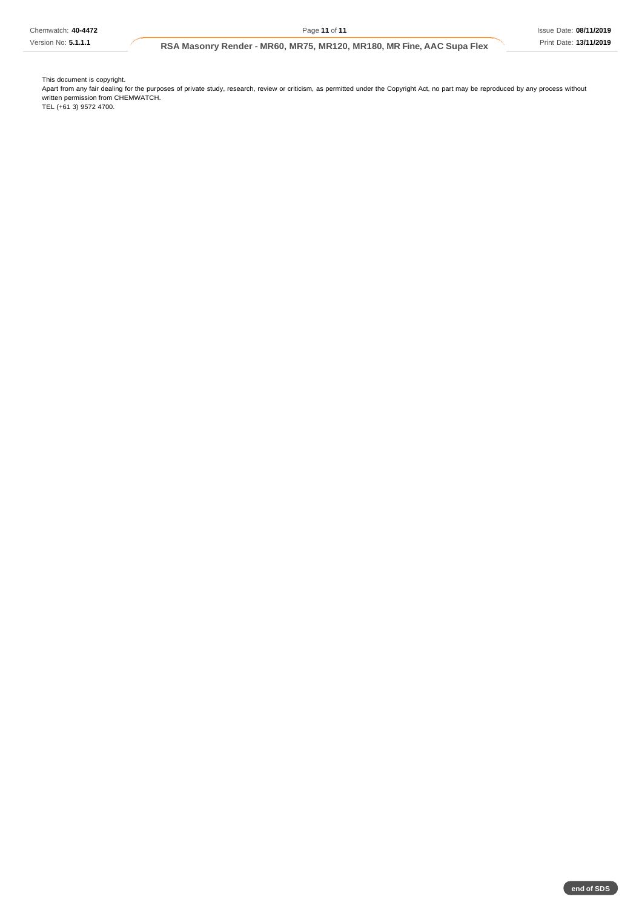This document is copyright.

Apart from any fair dealing for the purposes of private study, research, review or criticism, as permitted under the Copyright Act, no part may be reproduced by any process without written permission from CHEMWATCH.

TEL (+61 3) 9572 4700.

end of SDS